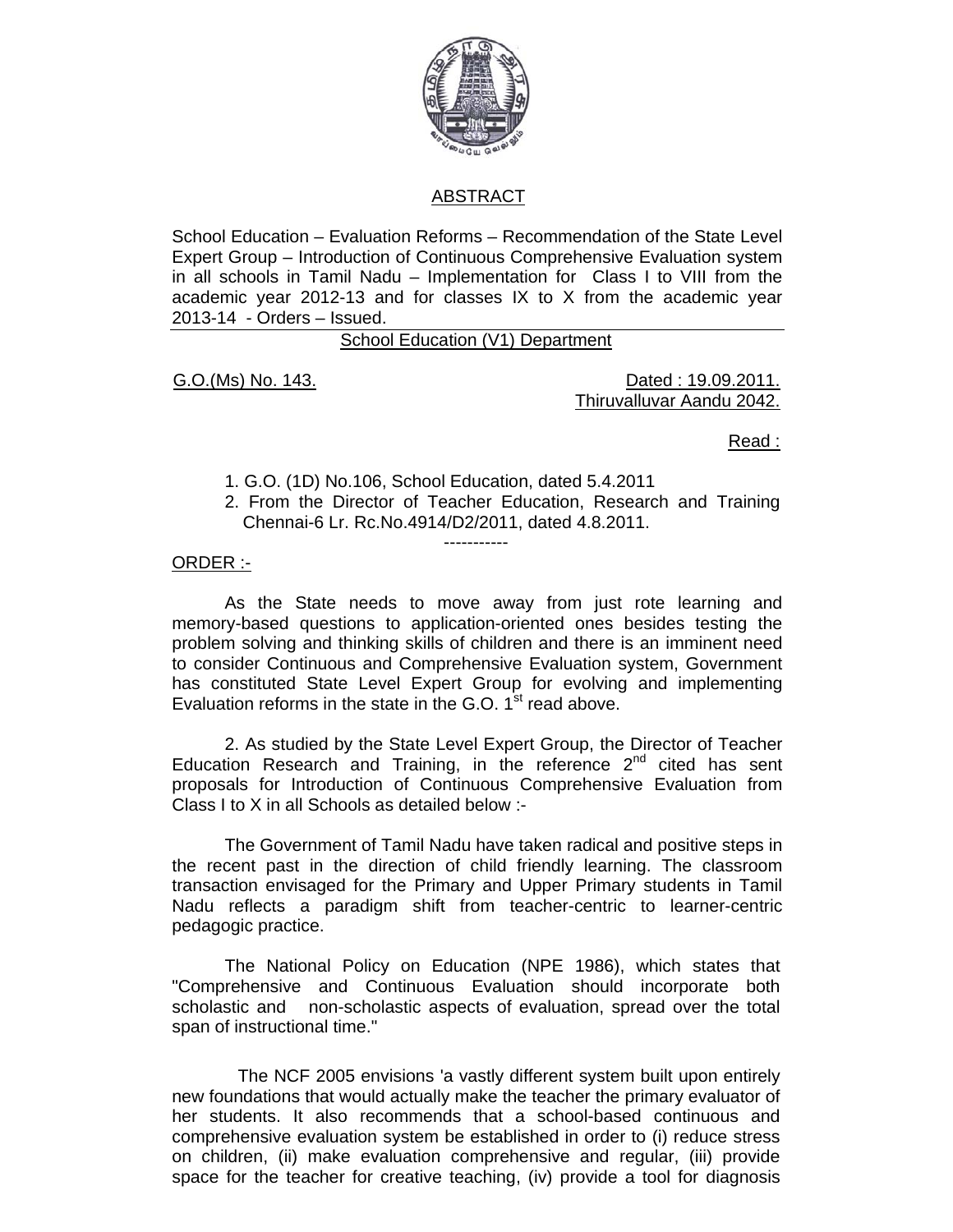## ABSTRACT

School Education – Evaluation Reforms – Recommendation of the State Level Expert Group – Introduction of Continuous Comprehensive Evaluation system in all schools in Tamil Nadu – Implementation for Class I to VIII from the academic year 2012-13 and for classes IX to X from the academic year 2013-14 - Orders – Issued.

School Education (V1) Department

G.O.(Ms) No. 143. Dated : 19.09.2011.
Thiruvalluvar Aandu 2042.

Read :

1. G.O. (1D) No.106, School Education, dated 5.4.2011
2. From the Director of Teacher Education, Research and Training Chennai-6 Lr. Rc.No.4914/D2/2011, dated 4.8.2011.

-----------

ORDER :-

As the State needs to move away from just rote learning and memory-based questions to application-oriented ones besides testing the problem solving and thinking skills of children and there is an imminent need to consider Continuous and Comprehensive Evaluation system, Government has constituted State Level Expert Group for evolving and implementing Evaluation reforms in the state in the G.O. 1st read above.

2. As studied by the State Level Expert Group, the Director of Teacher Education Research and Training, in the reference 2nd cited has sent proposals for Introduction of Continuous Comprehensive Evaluation from Class I to X in all Schools as detailed below :-

The Government of Tamil Nadu have taken radical and positive steps in the recent past in the direction of child friendly learning. The classroom transaction envisaged for the Primary and Upper Primary students in Tamil Nadu reflects a paradigm shift from teacher-centric to learner-centric pedagogic practice.

The National Policy on Education (NPE 1986), which states that "Comprehensive and Continuous Evaluation should incorporate both scholastic and non-scholastic aspects of evaluation, spread over the total span of instructional time."

The NCF 2005 envisions 'a vastly different system built upon entirely new foundations that would actually make the teacher the primary evaluator of her students. It also recommends that a school-based continuous and comprehensive evaluation system be established in order to (i) reduce stress on children, (ii) make evaluation comprehensive and regular, (iii) provide space for the teacher for creative teaching, (iv) provide a tool for diagnosis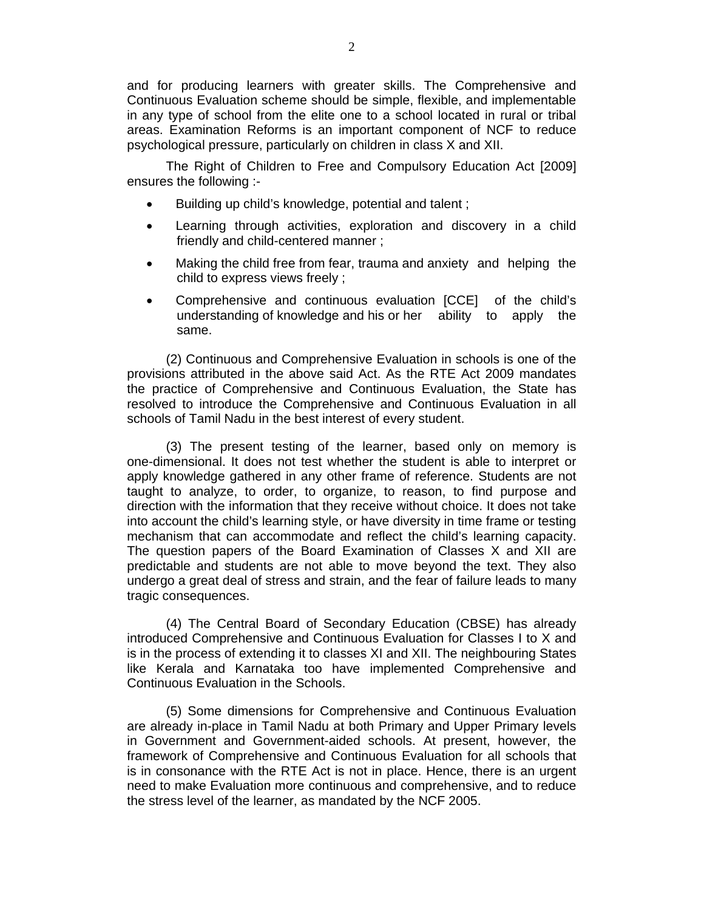and for producing learners with greater skills. The Comprehensive and Continuous Evaluation scheme should be simple, flexible, and implementable in any type of school from the elite one to a school located in rural or tribal areas. Examination Reforms is an important component of NCF to reduce psychological pressure, particularly on children in class X and XII.

The Right of Children to Free and Compulsory Education Act [2009] ensures the following :-

- Building up child's knowledge, potential and talent ;
- Learning through activities, exploration and discovery in a child friendly and child-centered manner ;
- Making the child free from fear, trauma and anxiety and helping the child to express views freely ;
- Comprehensive and continuous evaluation [CCE] of the child's understanding of knowledge and his or her ability to apply the same.

(2) Continuous and Comprehensive Evaluation in schools is one of the provisions attributed in the above said Act. As the RTE Act 2009 mandates the practice of Comprehensive and Continuous Evaluation, the State has resolved to introduce the Comprehensive and Continuous Evaluation in all schools of Tamil Nadu in the best interest of every student.

(3) The present testing of the learner, based only on memory is one-dimensional. It does not test whether the student is able to interpret or apply knowledge gathered in any other frame of reference. Students are not taught to analyze, to order, to organize, to reason, to find purpose and direction with the information that they receive without choice. It does not take into account the child's learning style, or have diversity in time frame or testing mechanism that can accommodate and reflect the child's learning capacity. The question papers of the Board Examination of Classes X and XII are predictable and students are not able to move beyond the text. They also undergo a great deal of stress and strain, and the fear of failure leads to many tragic consequences.

(4) The Central Board of Secondary Education (CBSE) has already introduced Comprehensive and Continuous Evaluation for Classes I to X and is in the process of extending it to classes XI and XII. The neighbouring States like Kerala and Karnataka too have implemented Comprehensive and Continuous Evaluation in the Schools.

(5) Some dimensions for Comprehensive and Continuous Evaluation are already in-place in Tamil Nadu at both Primary and Upper Primary levels in Government and Government-aided schools. At present, however, the framework of Comprehensive and Continuous Evaluation for all schools that is in consonance with the RTE Act is not in place. Hence, there is an urgent need to make Evaluation more continuous and comprehensive, and to reduce the stress level of the learner, as mandated by the NCF 2005.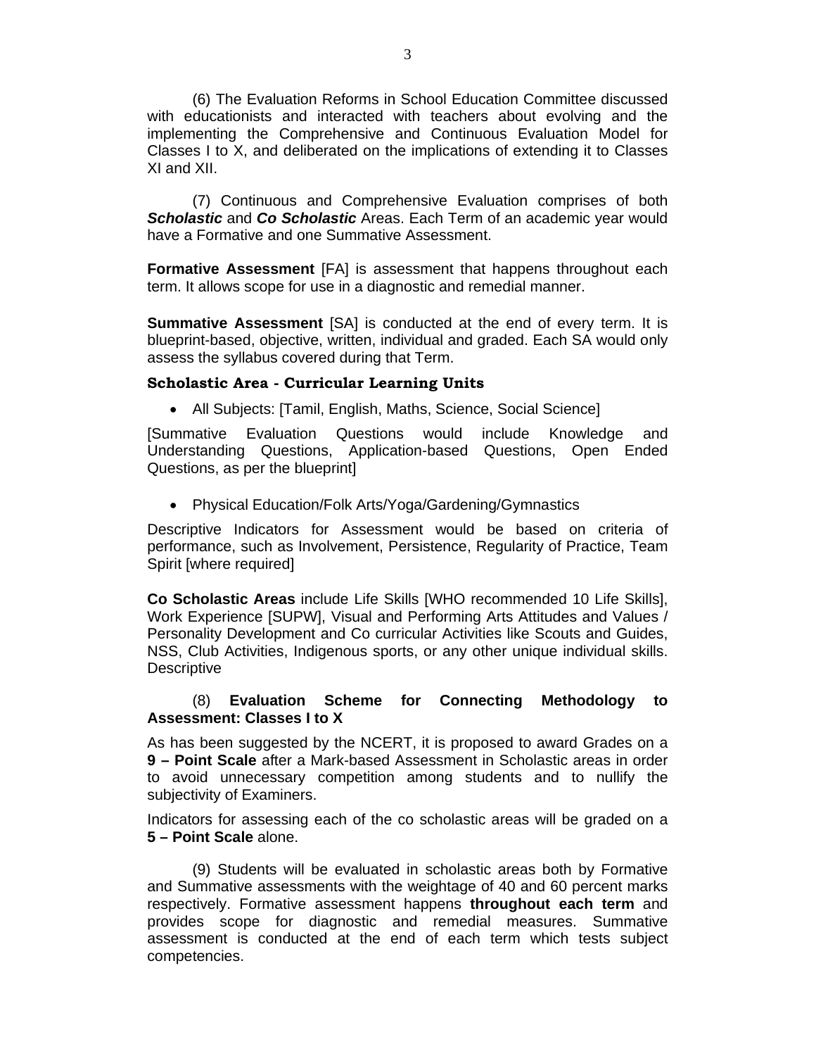(6) The Evaluation Reforms in School Education Committee discussed with educationists and interacted with teachers about evolving and the implementing the Comprehensive and Continuous Evaluation Model for Classes I to X, and deliberated on the implications of extending it to Classes XI and XII.

(7) Continuous and Comprehensive Evaluation comprises of both ***Scholastic*** and ***Co Scholastic*** Areas. Each Term of an academic year would have a Formative and one Summative Assessment.

**Formative Assessment** [FA] is assessment that happens throughout each term. It allows scope for use in a diagnostic and remedial manner.

**Summative Assessment** [SA] is conducted at the end of every term. It is blueprint-based, objective, written, individual and graded. Each SA would only assess the syllabus covered during that Term.

**Scholastic Area - Curricular Learning Units**

- All Subjects: [Tamil, English, Maths, Science, Social Science]

[Summative Evaluation Questions would include Knowledge and Understanding Questions, Application-based Questions, Open Ended Questions, as per the blueprint]

- Physical Education/Folk Arts/Yoga/Gardening/Gymnastics

Descriptive Indicators for Assessment would be based on criteria of performance, such as Involvement, Persistence, Regularity of Practice, Team Spirit [where required]

**Co Scholastic Areas** include Life Skills [WHO recommended 10 Life Skills], Work Experience [SUPW], Visual and Performing Arts Attitudes and Values / Personality Development and Co curricular Activities like Scouts and Guides, NSS, Club Activities, Indigenous sports, or any other unique individual skills. Descriptive

(8) **Evaluation Scheme for Connecting Methodology to Assessment: Classes I to X**

As has been suggested by the NCERT, it is proposed to award Grades on a **9 – Point Scale** after a Mark-based Assessment in Scholastic areas in order to avoid unnecessary competition among students and to nullify the subjectivity of Examiners.

Indicators for assessing each of the co scholastic areas will be graded on a **5 – Point Scale** alone.

(9) Students will be evaluated in scholastic areas both by Formative and Summative assessments with the weightage of 40 and 60 percent marks respectively. Formative assessment happens **throughout each term** and provides scope for diagnostic and remedial measures. Summative assessment is conducted at the end of each term which tests subject competencies.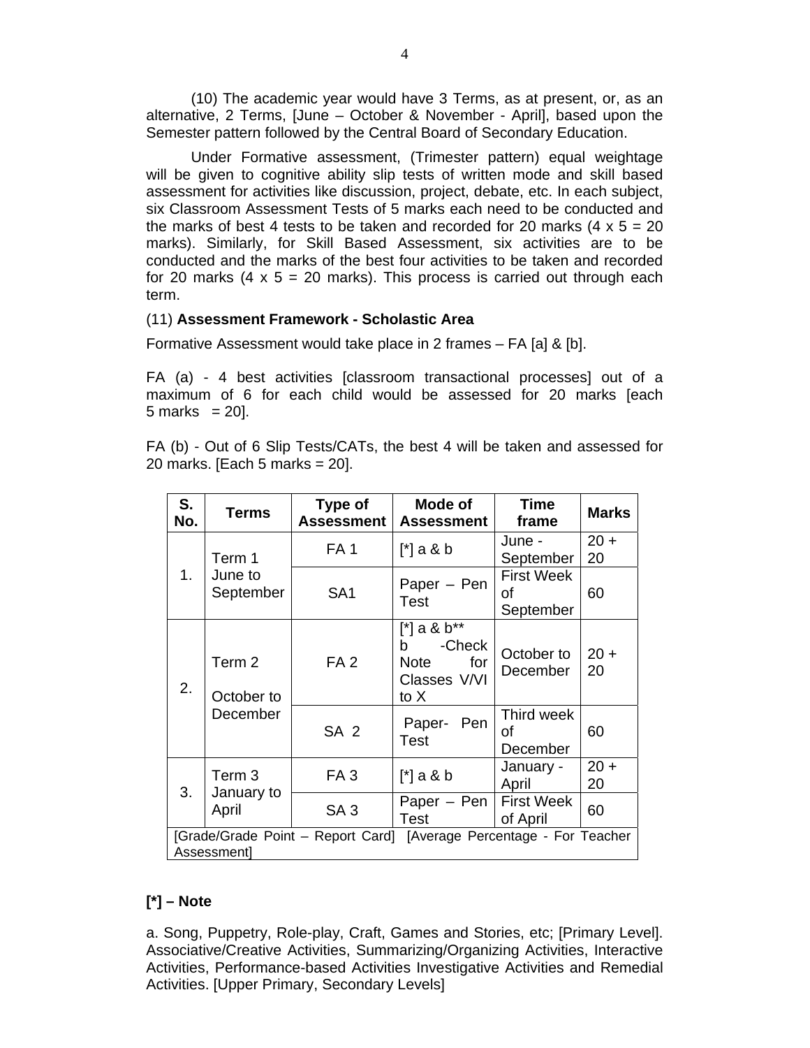(10) The academic year would have 3 Terms, as at present, or, as an alternative, 2 Terms, [June – October & November - April], based upon the Semester pattern followed by the Central Board of Secondary Education.

Under Formative assessment, (Trimester pattern) equal weightage will be given to cognitive ability slip tests of written mode and skill based assessment for activities like discussion, project, debate, etc. In each subject, six Classroom Assessment Tests of 5 marks each need to be conducted and the marks of best 4 tests to be taken and recorded for 20 marks (4 x 5 = 20 marks). Similarly, for Skill Based Assessment, six activities are to be conducted and the marks of the best four activities to be taken and recorded for 20 marks (4 x 5 = 20 marks). This process is carried out through each term.

(11) **Assessment Framework - Scholastic Area**

Formative Assessment would take place in 2 frames – FA [a] & [b].

FA (a) - 4 best activities [classroom transactional processes] out of a maximum of 6 for each child would be assessed for 20 marks [each 5 marks = 20].

FA (b) - Out of 6 Slip Tests/CATs, the best 4 will be taken and assessed for 20 marks. [Each 5 marks = 20].

| S. No. | Terms | Type of Assessment | Mode of Assessment | Time frame | Marks |
|---|---|---|---|---|---|
| 1. | Term 1 June to September | FA 1 | [*] a & b | June - September | 20 + 20 |
| | | SA1 | Paper – Pen Test | First Week of September | 60 |
| 2. | Term 2 October to December | FA 2 | [*] a & b** b -Check Note for Classes V/VI to X | October to December | 20 + 20 |
| | | SA 2 | Paper- Pen Test | Third week of December | 60 |
| 3. | Term 3 January to April | FA 3 | [*] a & b | January - April | 20 + 20 |
| | | SA 3 | Paper – Pen Test | First Week of April | 60 |
| [Grade/Grade Point – Report Card] [Average Percentage - For Teacher Assessment] | | | | | |

**[*] – Note**

a. Song, Puppetry, Role-play, Craft, Games and Stories, etc; [Primary Level]. Associative/Creative Activities, Summarizing/Organizing Activities, Interactive Activities, Performance-based Activities Investigative Activities and Remedial Activities. [Upper Primary, Secondary Levels]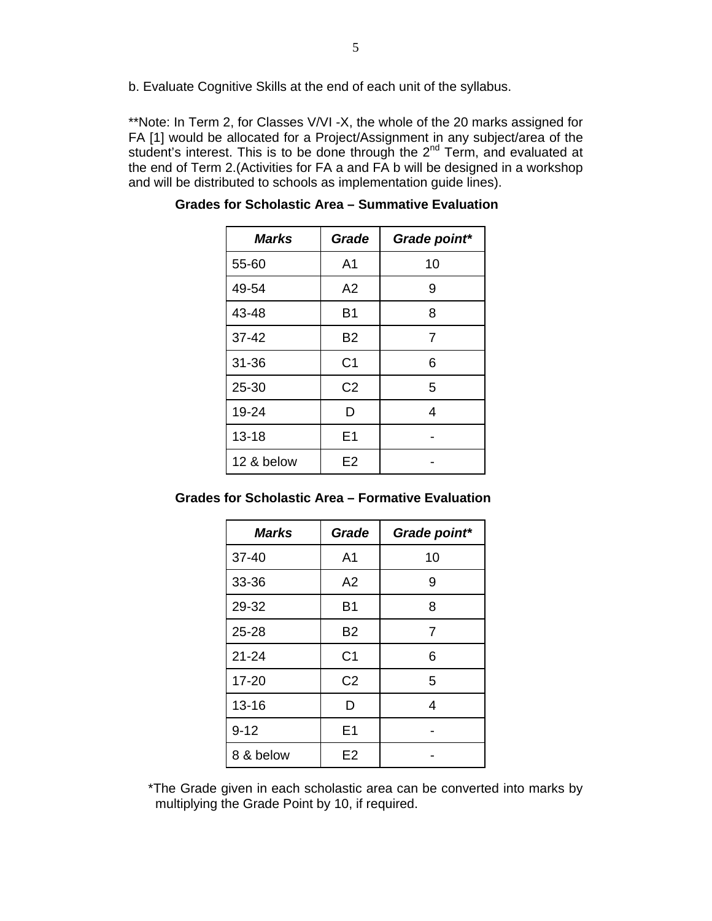b. Evaluate Cognitive Skills at the end of each unit of the syllabus.

**Note: In Term 2, for Classes V/VI -X, the whole of the 20 marks assigned for FA [1] would be allocated for a Project/Assignment in any subject/area of the student's interest. This is to be done through the 2nd Term, and evaluated at the end of Term 2.(Activities for FA a and FA b will be designed in a workshop and will be distributed to schools as implementation guide lines).

**Grades for Scholastic Area – Summative Evaluation**

| ***Marks*** | ***Grade*** | ***Grade point**** |
|---|---|---|
| 55-60 | A1 | 10 |
| 49-54 | A2 | 9 |
| 43-48 | B1 | 8 |
| 37-42 | B2 | 7 |
| 31-36 | C1 | 6 |
| 25-30 | C2 | 5 |
| 19-24 | D | 4 |
| 13-18 | E1 | - |
| 12 & below | E2 | - |

**Grades for Scholastic Area – Formative Evaluation**

| ***Marks*** | ***Grade*** | ***Grade point**** |
|---|---|---|
| 37-40 | A1 | 10 |
| 33-36 | A2 | 9 |
| 29-32 | B1 | 8 |
| 25-28 | B2 | 7 |
| 21-24 | C1 | 6 |
| 17-20 | C2 | 5 |
| 13-16 | D | 4 |
| 9-12 | E1 | - |
| 8 & below | E2 | - |

*The Grade given in each scholastic area can be converted into marks by multiplying the Grade Point by 10, if required.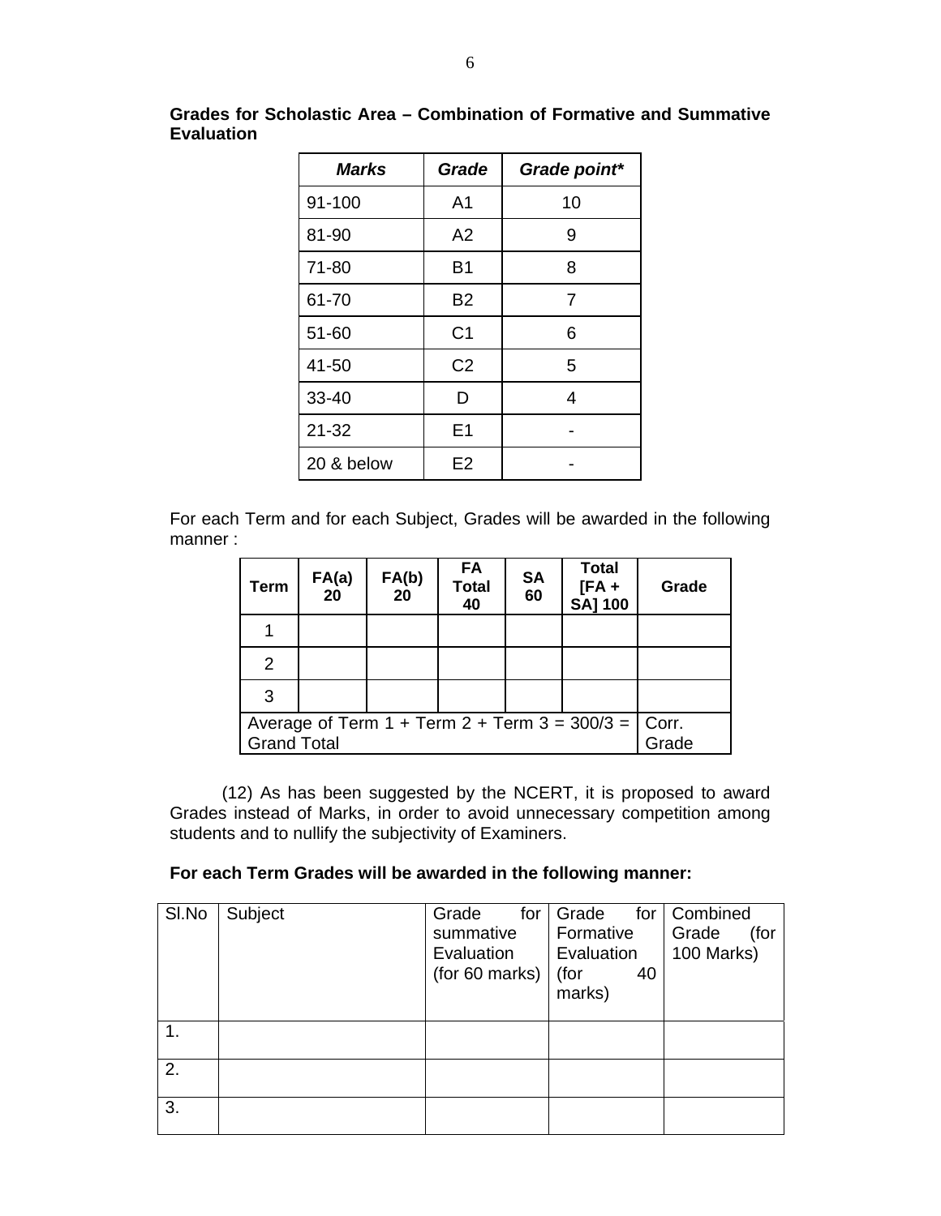**Grades for Scholastic Area – Combination of Formative and Summative Evaluation**

| *Marks* | *Grade* | *Grade point** |
|---|---|---|
| 91-100 | A1 | 10 |
| 81-90 | A2 | 9 |
| 71-80 | B1 | 8 |
| 61-70 | B2 | 7 |
| 51-60 | C1 | 6 |
| 41-50 | C2 | 5 |
| 33-40 | D | 4 |
| 21-32 | E1 | - |
| 20 & below | E2 | - |

For each Term and for each Subject, Grades will be awarded in the following manner :

| Term | FA(a) 20 | FA(b) 20 | FA Total 40 | SA 60 | Total [FA + SA] 100 | Grade |
|---|---|---|---|---|---|---|
| 1 | | | | | | |
| 2 | | | | | | |
| 3 | | | | | | |
| Average of Term 1 + Term 2 + Term 3 = 300/3 = Grand Total | | | | | | Corr. Grade |

(12) As has been suggested by the NCERT, it is proposed to award Grades instead of Marks, in order to avoid unnecessary competition among students and to nullify the subjectivity of Examiners.

**For each Term Grades will be awarded in the following manner:**

| Sl.No | Subject | Grade for summative Evaluation (for 60 marks) | Grade for Formative Evaluation (for 40 marks) | Combined Grade (for 100 Marks) |
|---|---|---|---|---|
| 1. | | | | |
| 2. | | | | |
| 3. | | | | |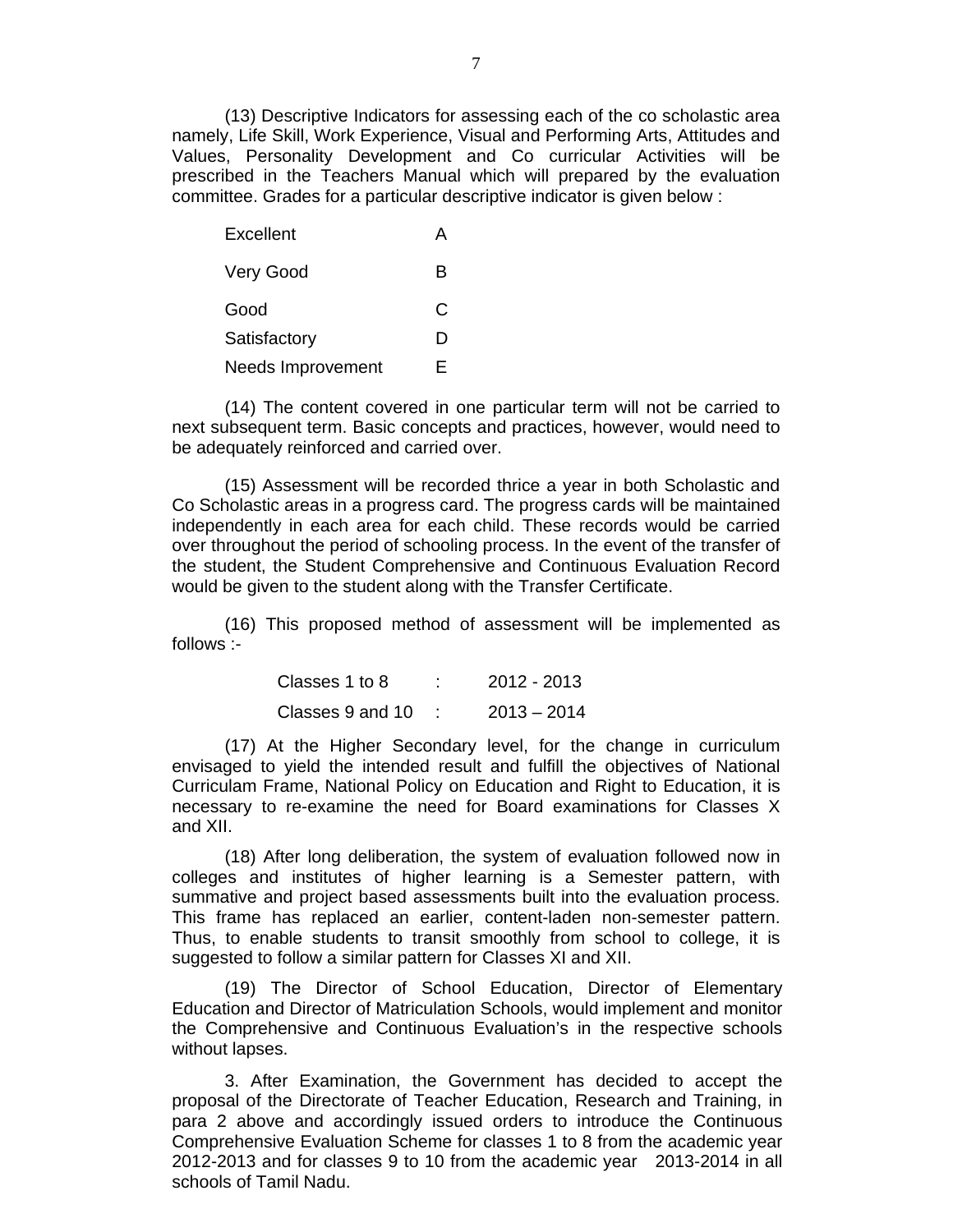(13) Descriptive Indicators for assessing each of the co scholastic area namely, Life Skill, Work Experience, Visual and Performing Arts, Attitudes and Values, Personality Development and Co curricular Activities will be prescribed in the Teachers Manual which will prepared by the evaluation committee. Grades for a particular descriptive indicator is given below :

| | |
|---|---|
| Excellent | A |
| Very Good | B |
| Good | C |
| Satisfactory | D |
| Needs Improvement | E |

(14) The content covered in one particular term will not be carried to next subsequent term. Basic concepts and practices, however, would need to be adequately reinforced and carried over.

(15) Assessment will be recorded thrice a year in both Scholastic and Co Scholastic areas in a progress card. The progress cards will be maintained independently in each area for each child. These records would be carried over throughout the period of schooling process. In the event of the transfer of the student, the Student Comprehensive and Continuous Evaluation Record would be given to the student along with the Transfer Certificate.

(16) This proposed method of assessment will be implemented as follows :-

| | | |
|---|---|---|
| Classes 1 to 8 | : | 2012 - 2013 |
| Classes 9 and 10 | : | 2013 – 2014 |

(17) At the Higher Secondary level, for the change in curriculum envisaged to yield the intended result and fulfill the objectives of National Curriculam Frame, National Policy on Education and Right to Education, it is necessary to re-examine the need for Board examinations for Classes X and XII.

(18) After long deliberation, the system of evaluation followed now in colleges and institutes of higher learning is a Semester pattern, with summative and project based assessments built into the evaluation process. This frame has replaced an earlier, content-laden non-semester pattern. Thus, to enable students to transit smoothly from school to college, it is suggested to follow a similar pattern for Classes XI and XII.

(19) The Director of School Education, Director of Elementary Education and Director of Matriculation Schools, would implement and monitor the Comprehensive and Continuous Evaluation's in the respective schools without lapses.

3. After Examination, the Government has decided to accept the proposal of the Directorate of Teacher Education, Research and Training, in para 2 above and accordingly issued orders to introduce the Continuous Comprehensive Evaluation Scheme for classes 1 to 8 from the academic year 2012-2013 and for classes 9 to 10 from the academic year 2013-2014 in all schools of Tamil Nadu.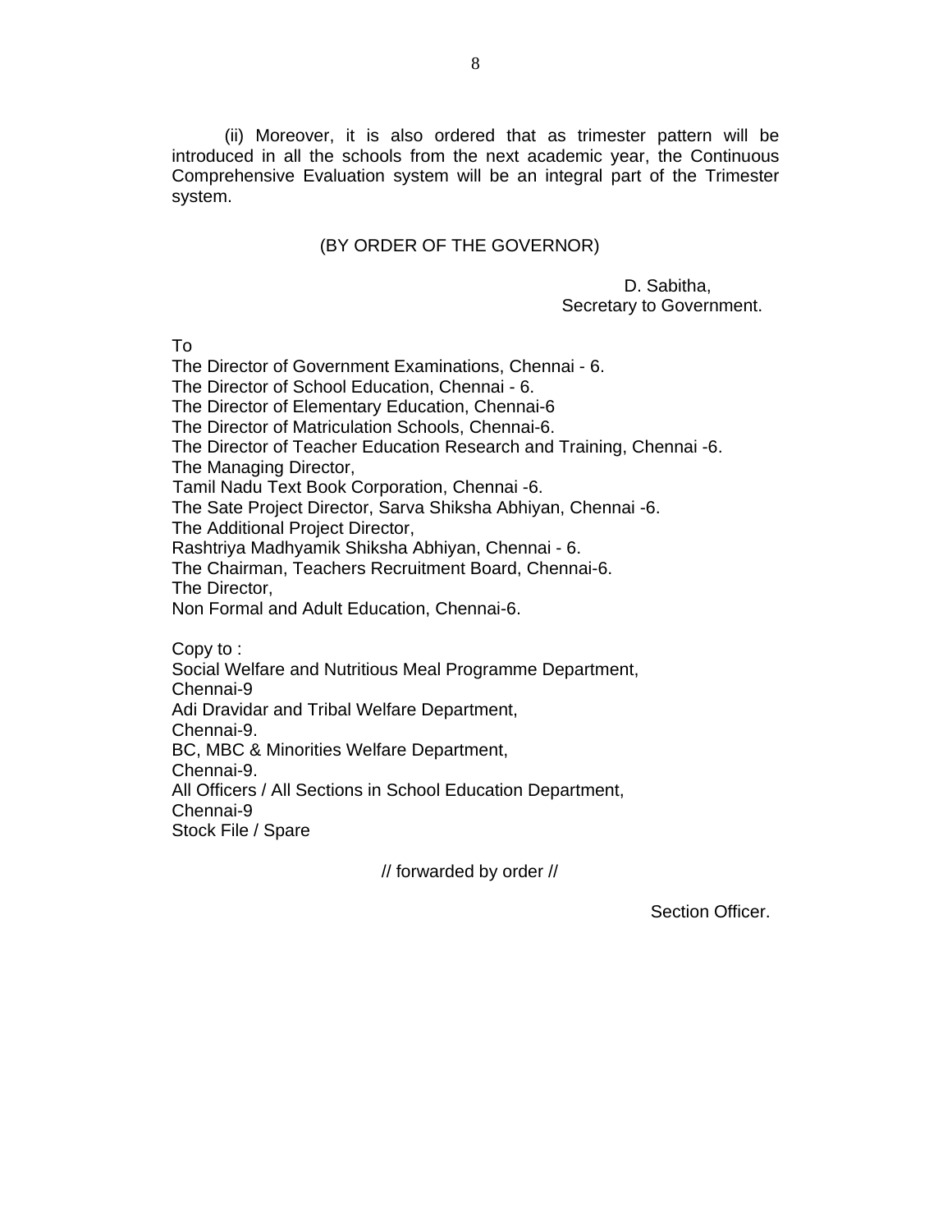(ii) Moreover, it is also ordered that as trimester pattern will be introduced in all the schools from the next academic year, the Continuous Comprehensive Evaluation system will be an integral part of the Trimester system.

(BY ORDER OF THE GOVERNOR)

D. Sabitha,
Secretary to Government.

To
The Director of Government Examinations, Chennai - 6.
The Director of School Education, Chennai - 6.
The Director of Elementary Education, Chennai-6
The Director of Matriculation Schools, Chennai-6.
The Director of Teacher Education Research and Training, Chennai -6.
The Managing Director,
Tamil Nadu Text Book Corporation, Chennai -6.
The Sate Project Director, Sarva Shiksha Abhiyan, Chennai -6.
The Additional Project Director,
Rashtriya Madhyamik Shiksha Abhiyan, Chennai - 6.
The Chairman, Teachers Recruitment Board, Chennai-6.
The Director,
Non Formal and Adult Education, Chennai-6.

Copy to :
Social Welfare and Nutritious Meal Programme Department,
Chennai-9
Adi Dravidar and Tribal Welfare Department,
Chennai-9.
BC, MBC & Minorities Welfare Department,
Chennai-9.
All Officers / All Sections in School Education Department,
Chennai-9
Stock File / Spare

// forwarded by order //

Section Officer.